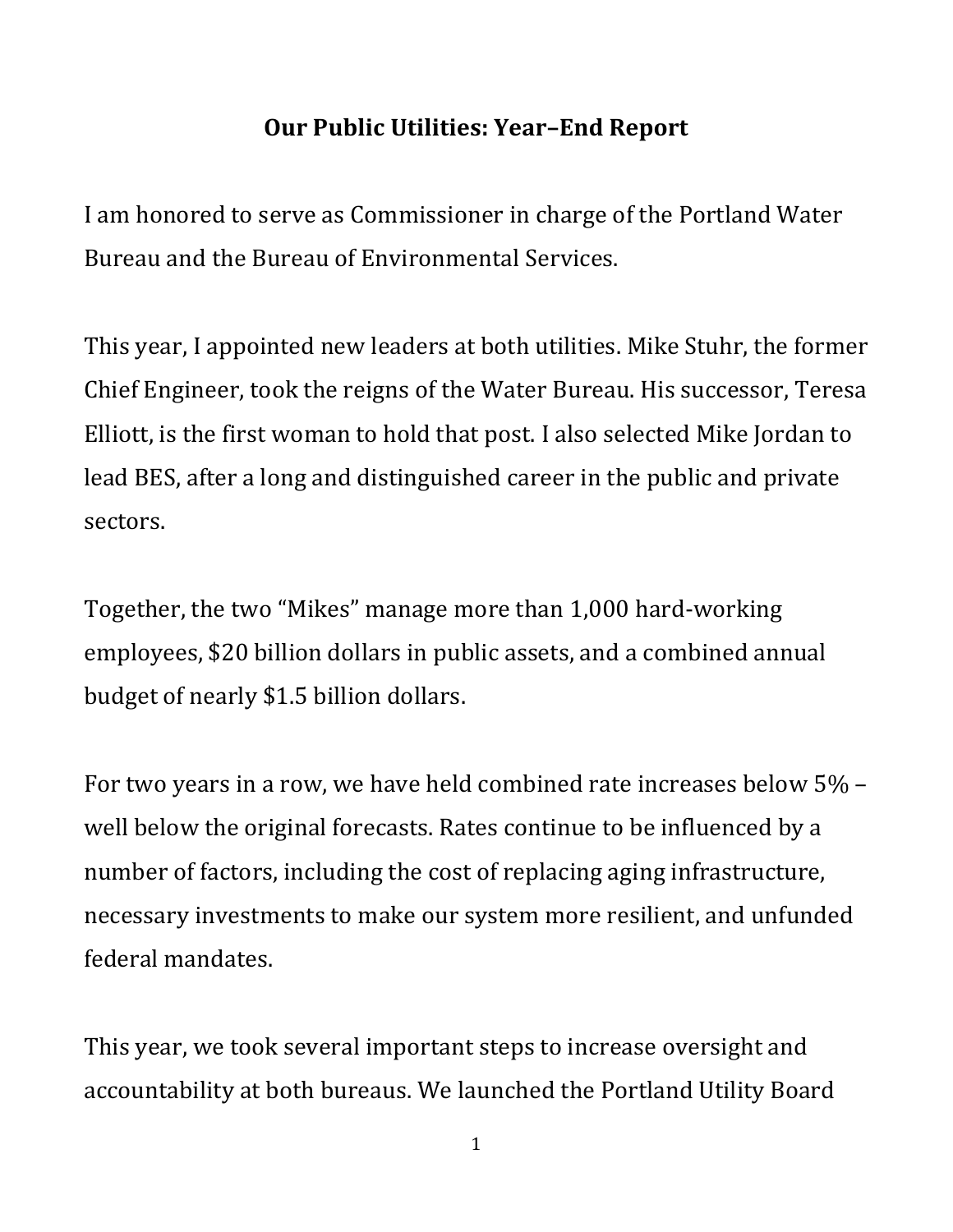# Our Public Utilities: Year–End Report

I am honored to serve as Commissioner in charge of the Portland Water Bureau and the Bureau of Environmental Services.

This year, I appointed new leaders at both utilities. Mike Stuhr, the former Chief Engineer, took the reigns of the Water Bureau. His successor, Teresa Elliott, is the first woman to hold that post. I also selected Mike Jordan to lead BES, after a long and distinguished career in the public and private sectors.

Together, the two "Mikes" manage more than 1,000 hard-working employees, $20 billion dollars in public assets, and a combined annual budget of nearly $1.5 billion dollars.

For two years in a row, we have held combined rate increases below 5% – well below the original forecasts. Rates continue to be influenced by a number of factors, including the cost of replacing aging infrastructure, necessary investments to make our system more resilient, and unfunded federal mandates.

This year, we took several important steps to increase oversight and accountability at both bureaus. We launched the Portland Utility Board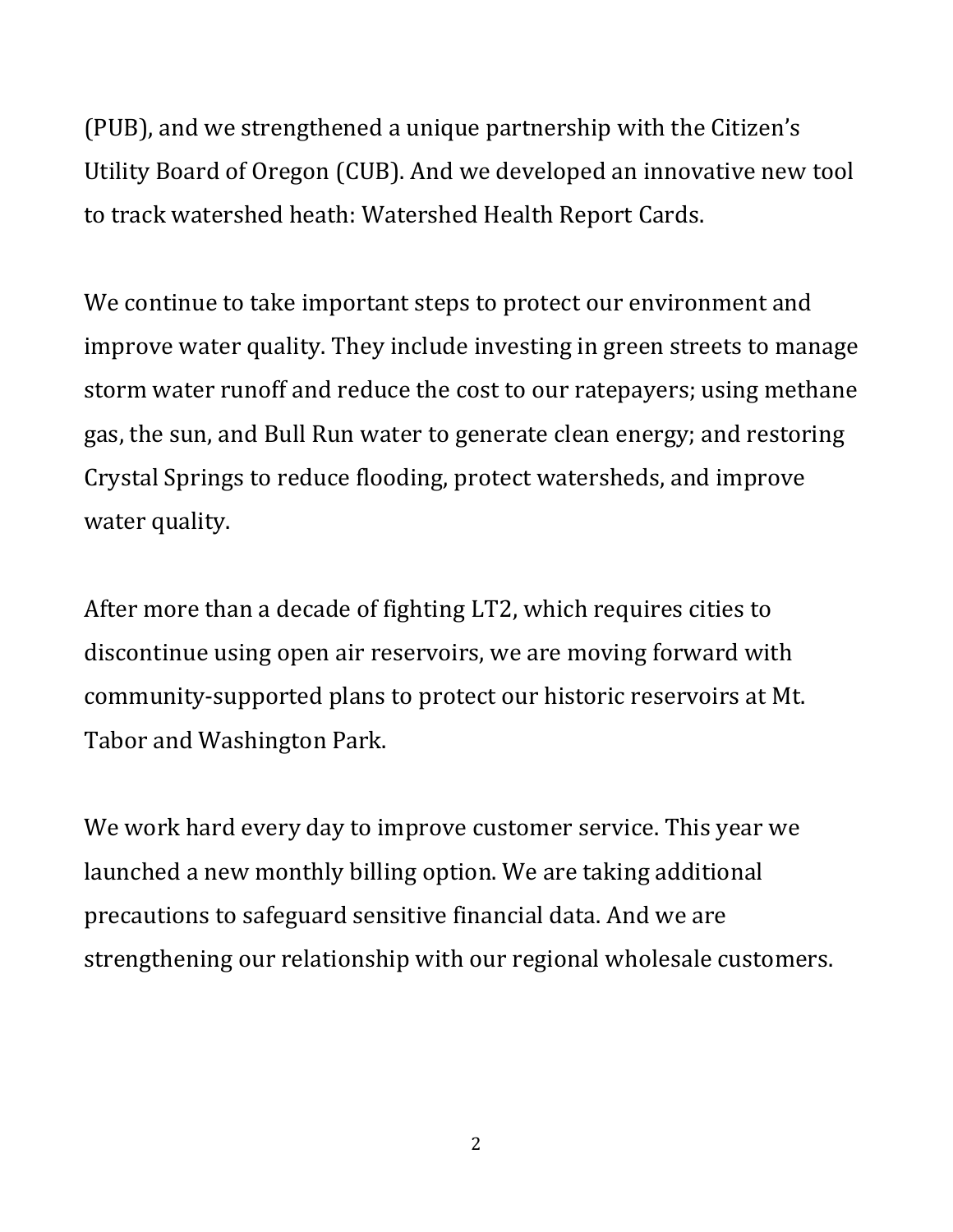(PUB), and we strengthened a unique partnership with the Citizen's Utility Board of Oregon (CUB). And we developed an innovative new tool to track watershed heath: Watershed Health Report Cards.

We continue to take important steps to protect our environment and improve water quality. They include investing in green streets to manage storm water runoff and reduce the cost to our ratepayers; using methane gas, the sun, and Bull Run water to generate clean energy; and restoring Crystal Springs to reduce flooding, protect watersheds, and improve water quality.

After more than a decade of fighting LT2, which requires cities to discontinue using open air reservoirs, we are moving forward with community-supported plans to protect our historic reservoirs at Mt. Tabor and Washington Park.

We work hard every day to improve customer service. This year we launched a new monthly billing option. We are taking additional precautions to safeguard sensitive financial data. And we are strengthening our relationship with our regional wholesale customers.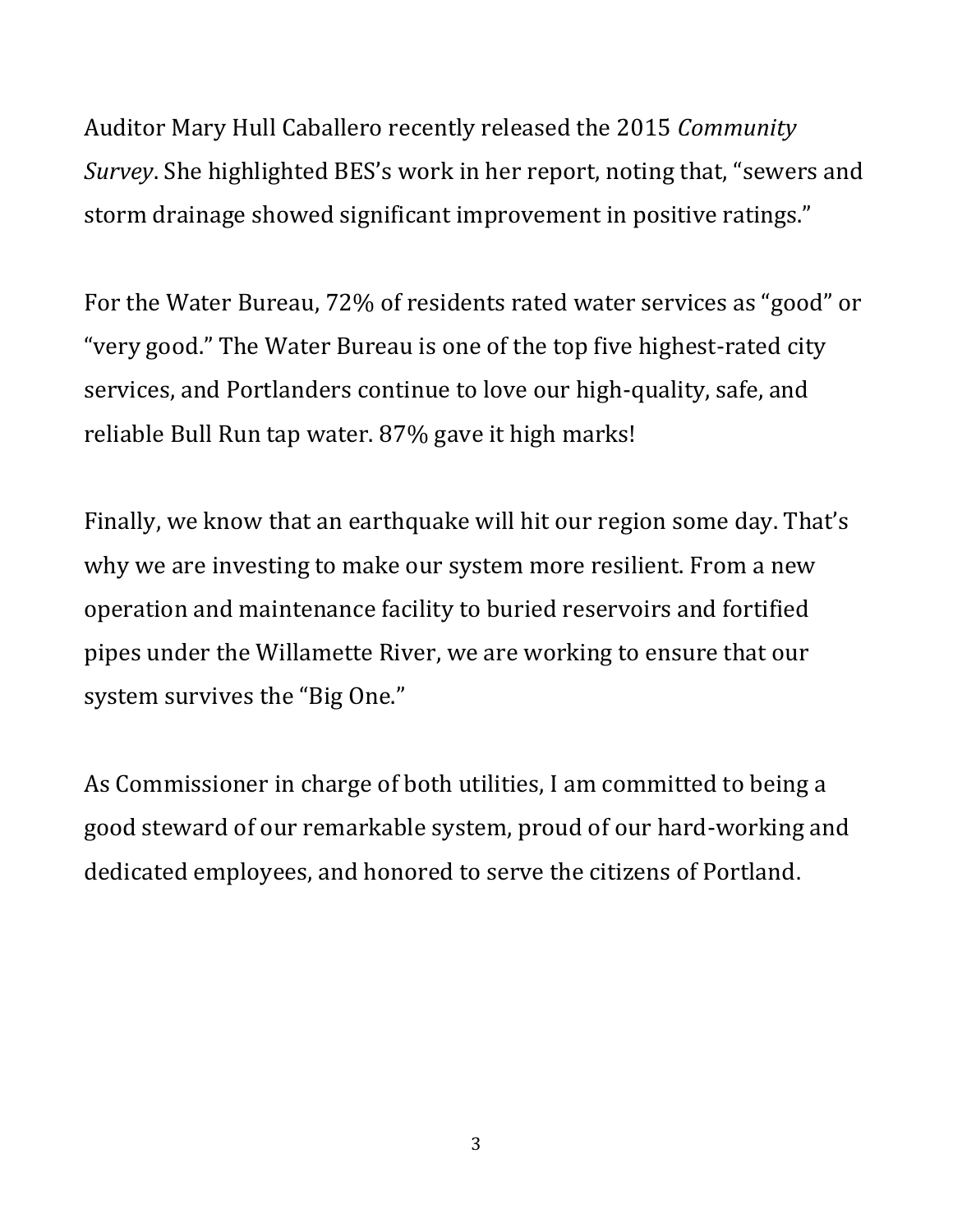Auditor Mary Hull Caballero recently released the 2015 *Community Survey*. She highlighted BES's work in her report, noting that, "sewers and storm drainage showed significant improvement in positive ratings."

For the Water Bureau, 72% of residents rated water services as "good" or "very good." The Water Bureau is one of the top five highest-rated city services, and Portlanders continue to love our high-quality, safe, and reliable Bull Run tap water. 87% gave it high marks!

Finally, we know that an earthquake will hit our region some day. That's why we are investing to make our system more resilient. From a new operation and maintenance facility to buried reservoirs and fortified pipes under the Willamette River, we are working to ensure that our system survives the "Big One."

As Commissioner in charge of both utilities, I am committed to being a good steward of our remarkable system, proud of our hard-working and dedicated employees, and honored to serve the citizens of Portland.